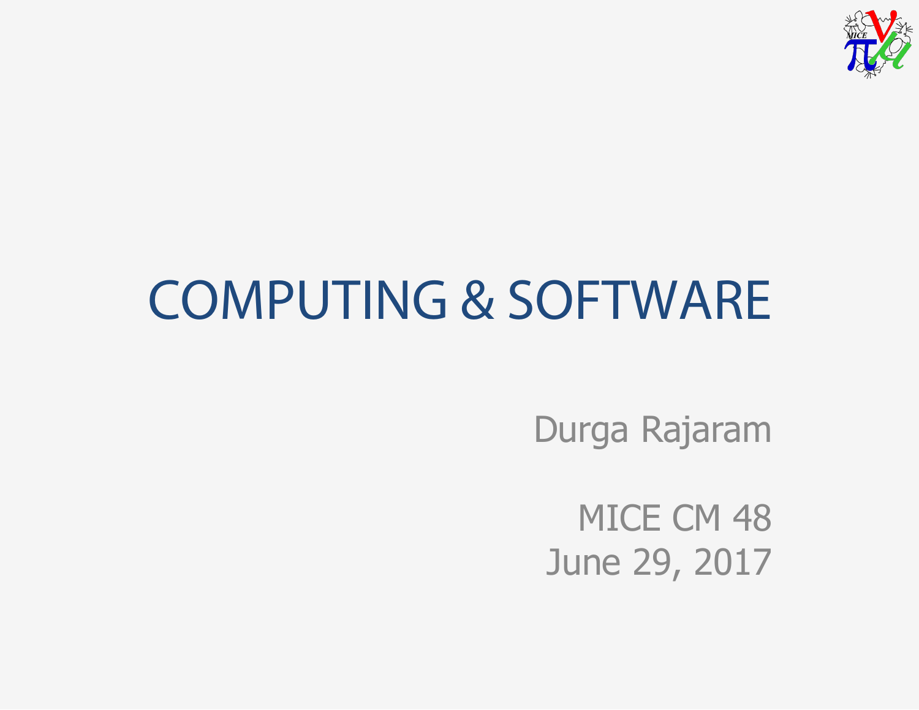# COMPUTING & SOFTWARE

Durga Rajaram

MICE CM 48
June 29, 2017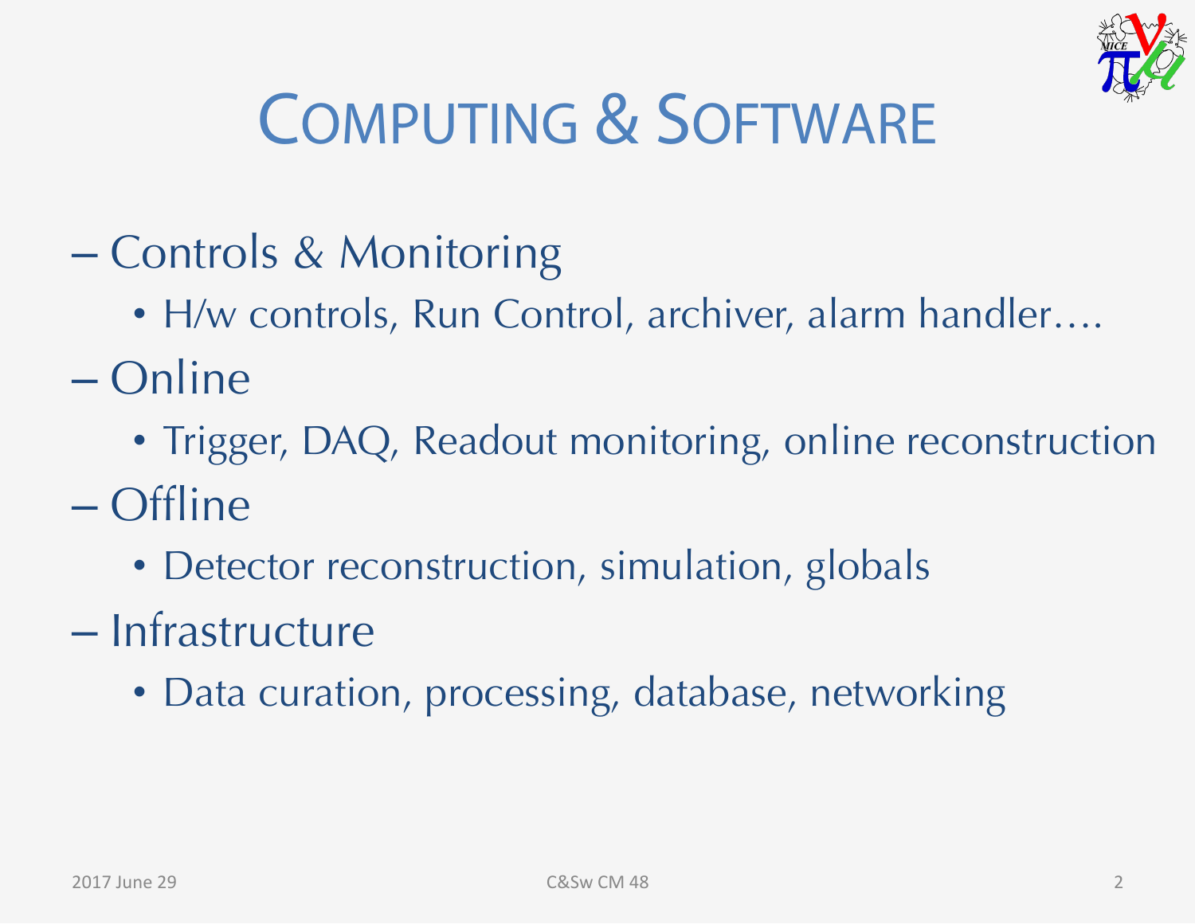# Computing & Software

- Controls & Monitoring
  - H/w controls, Run Control, archiver, alarm handler….
- Online
  - Trigger, DAQ, Readout monitoring, online reconstruction
- Offline
  - Detector reconstruction, simulation, globals
- Infrastructure
  - Data curation, processing, database, networking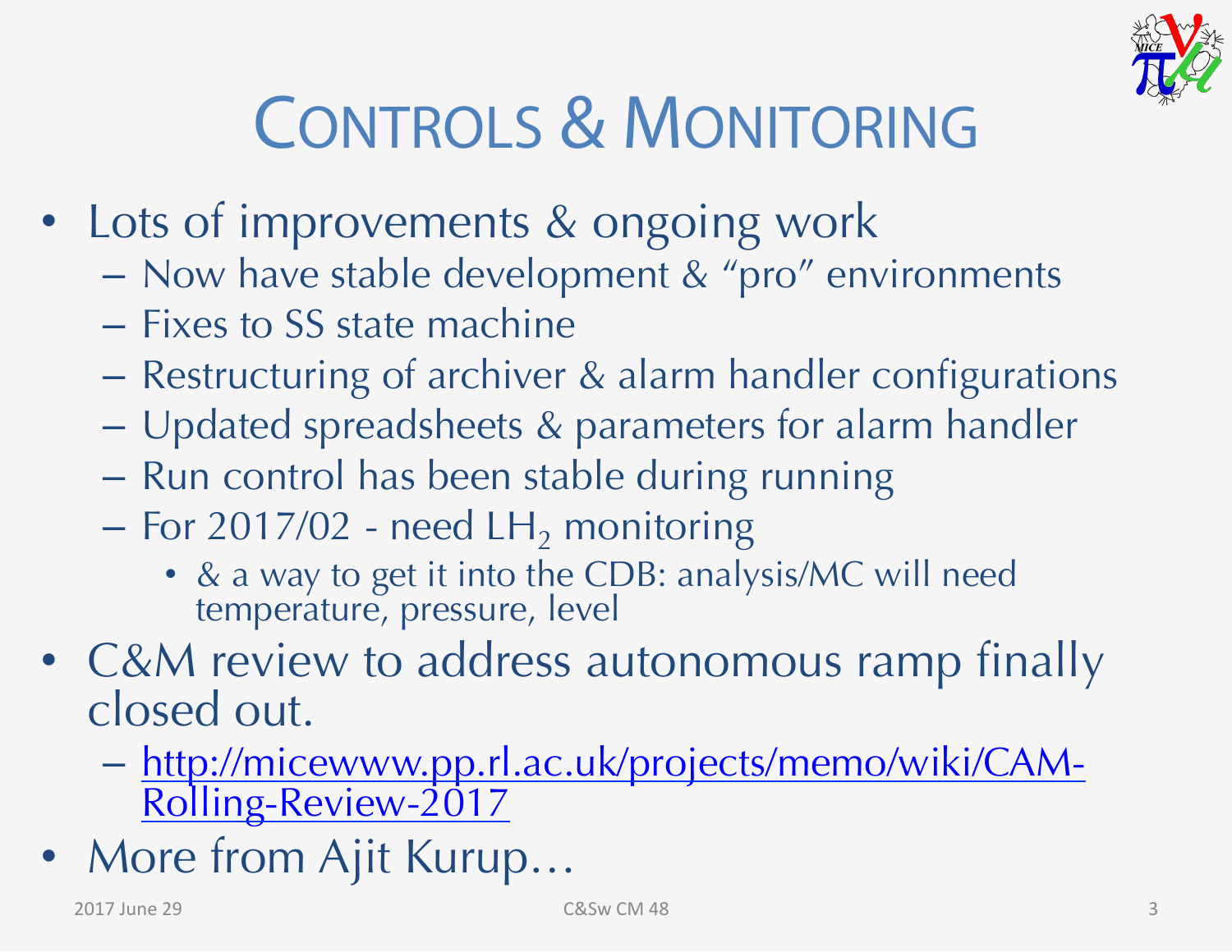# Controls & Monitoring

- Lots of improvements & ongoing work
  - Now have stable development & "pro" environments
  - Fixes to SS state machine
  - Restructuring of archiver & alarm handler configurations
  - Updated spreadsheets & parameters for alarm handler
  - Run control has been stable during running
  - For 2017/02 - need $LH_2$ monitoring
    - & a way to get it into the CDB: analysis/MC will need temperature, pressure, level
- C&M review to address autonomous ramp finally closed out.
  - [http://micewww.pp.rl.ac.uk/projects/memo/wiki/CAM-Rolling-Review-2017](http://micewww.pp.rl.ac.uk/projects/memo/wiki/CAM-Rolling-Review-2017)
- More from Ajit Kurup…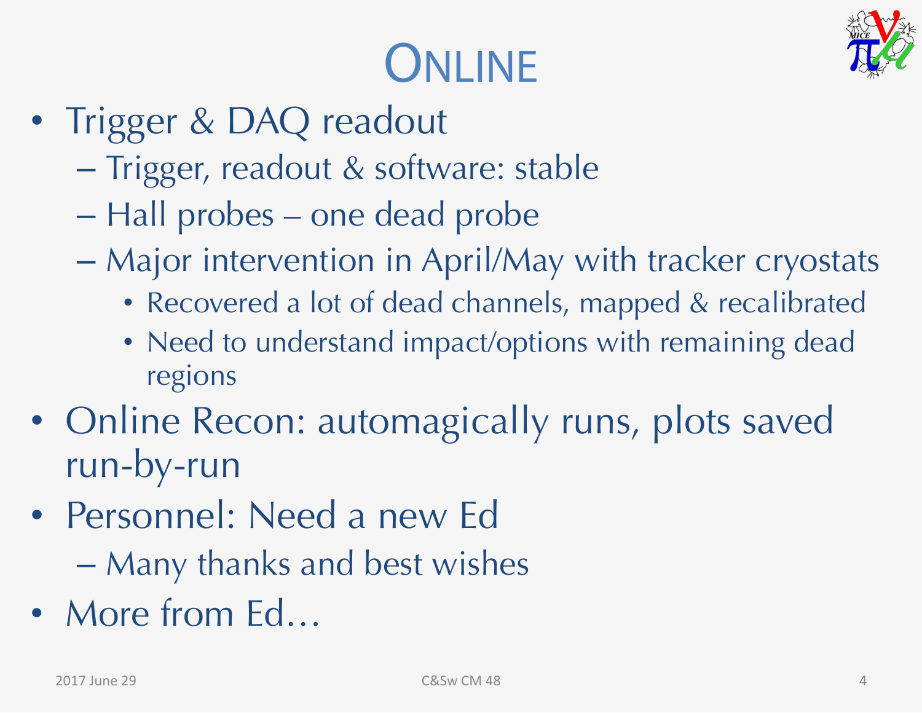# ONLINE

- Trigger & DAQ readout
  - Trigger, readout & software: stable
  - Hall probes – one dead probe
  - Major intervention in April/May with tracker cryostats
    - Recovered a lot of dead channels, mapped & recalibrated
    - Need to understand impact/options with remaining dead regions
- Online Recon: automagically runs, plots saved run-by-run
- Personnel: Need a new Ed
  - Many thanks and best wishes
- More from Ed…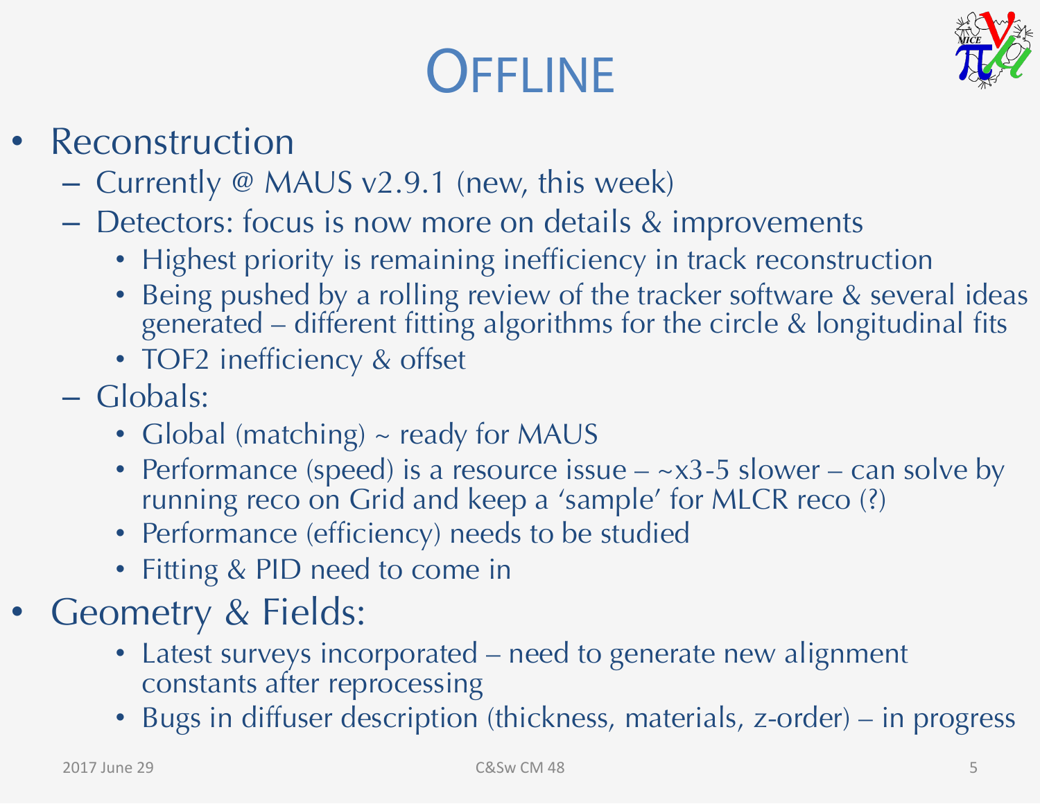# OFFLINE

- Reconstruction
  - Currently @ MAUS v2.9.1 (new, this week)
  - Detectors: focus is now more on details & improvements
    - Highest priority is remaining inefficiency in track reconstruction
    - Being pushed by a rolling review of the tracker software & several ideas generated – different fitting algorithms for the circle & longitudinal fits
    - TOF2 inefficiency & offset
  - Globals:
    - Global (matching) ~ ready for MAUS
    - Performance (speed) is a resource issue – ~x3-5 slower – can solve by running reco on Grid and keep a ‘sample’ for MLCR reco (?)
    - Performance (efficiency) needs to be studied
    - Fitting & PID need to come in
- Geometry & Fields:
  - Latest surveys incorporated – need to generate new alignment constants after reprocessing
  - Bugs in diffuser description (thickness, materials, z-order) – in progress

2017 June 29 C&Sw CM 48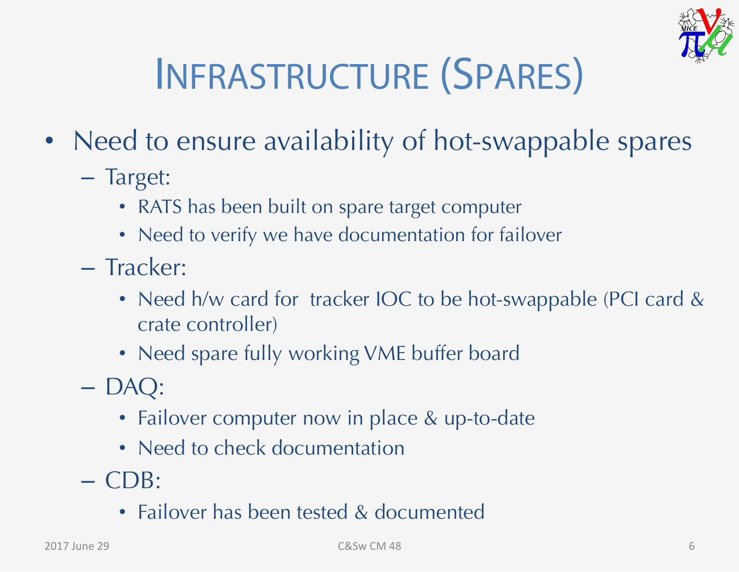# Infrastructure (Spares)

- Need to ensure availability of hot-swappable spares
  - Target:
    - RATS has been built on spare target computer
    - Need to verify we have documentation for failover
  - Tracker:
    - Need h/w card for tracker IOC to be hot-swappable (PCI card & crate controller)
    - Need spare fully working VME buffer board
  - DAQ:
    - Failover computer now in place & up-to-date
    - Need to check documentation
  - CDB:
    - Failover has been tested & documented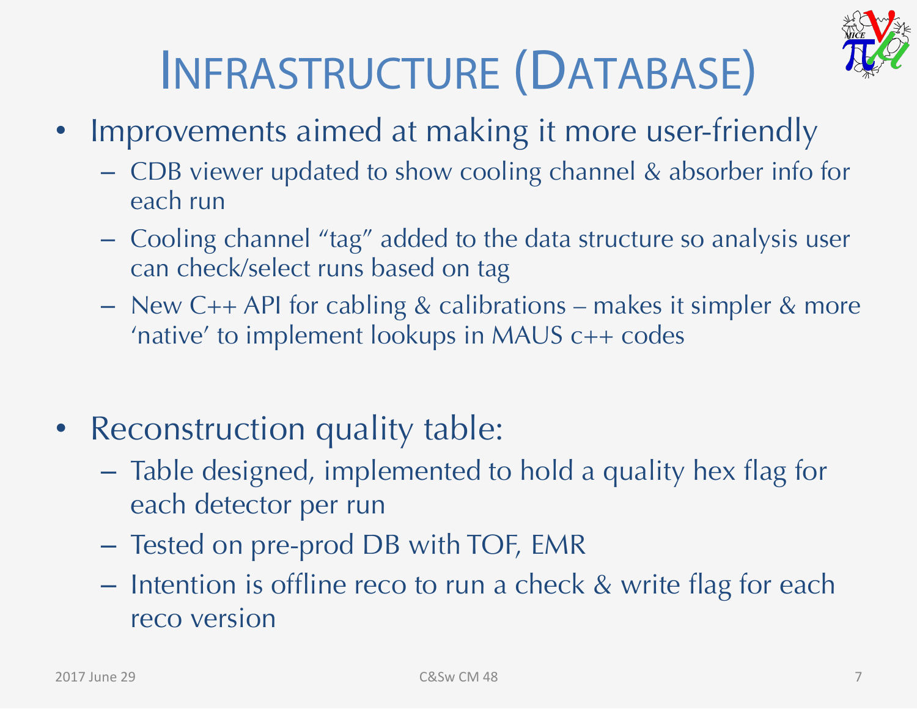# Infrastructure (Database)

- Improvements aimed at making it more user-friendly
  - CDB viewer updated to show cooling channel & absorber info for each run
  - Cooling channel "tag" added to the data structure so analysis user can check/select runs based on tag
  - New C++ API for cabling & calibrations – makes it simpler & more 'native' to implement lookups in MAUS c++ codes

- Reconstruction quality table:
  - Table designed, implemented to hold a quality hex flag for each detector per run
  - Tested on pre-prod DB with TOF, EMR
  - Intention is offline reco to run a check & write flag for each reco version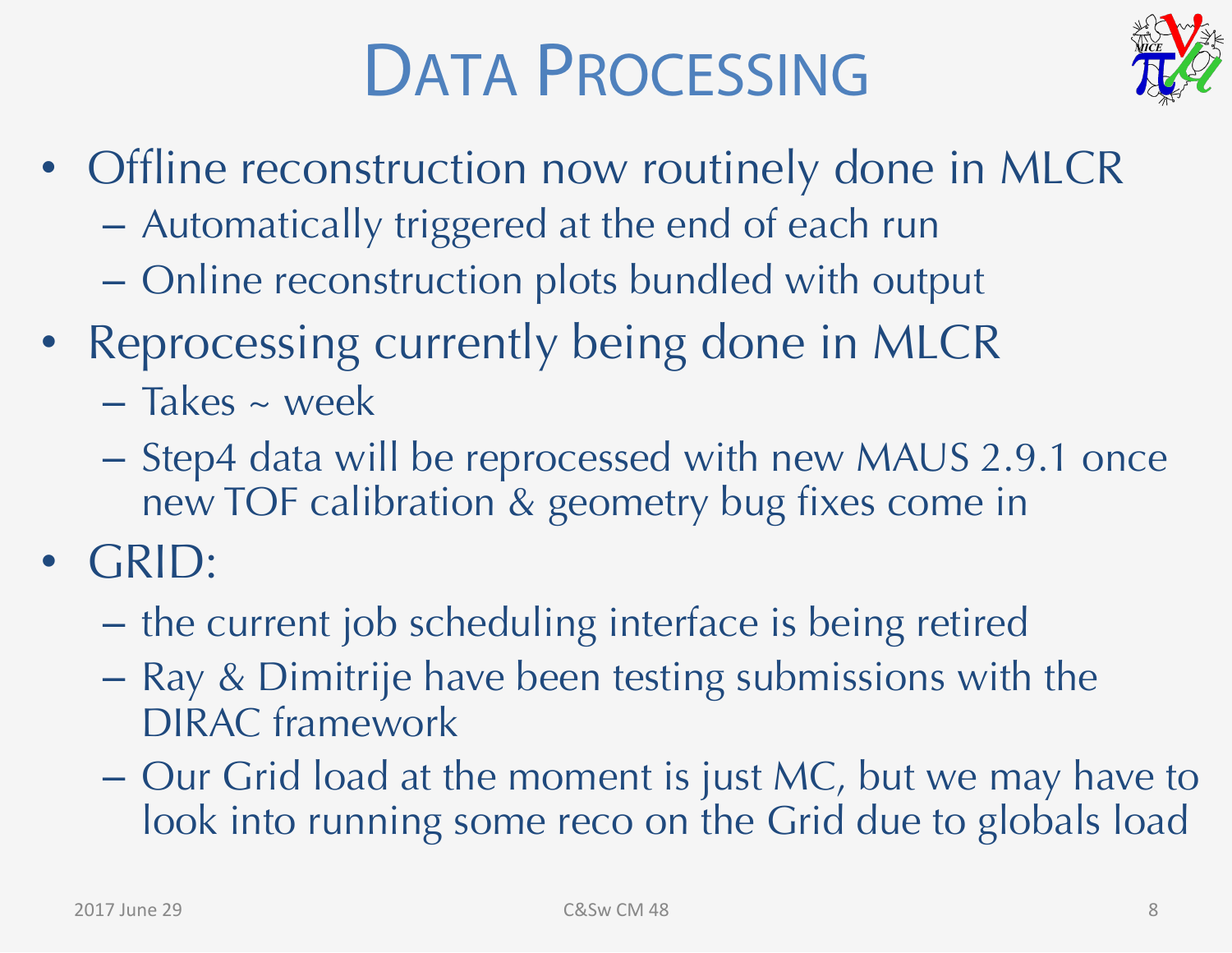# Data Processing

- Offline reconstruction now routinely done in MLCR
  - Automatically triggered at the end of each run
  - Online reconstruction plots bundled with output
- Reprocessing currently being done in MLCR
  - Takes ~ week
  - Step4 data will be reprocessed with new MAUS 2.9.1 once new TOF calibration & geometry bug fixes come in
- GRID:
  - the current job scheduling interface is being retired
  - Ray & Dimitrije have been testing submissions with the DIRAC framework
  - Our Grid load at the moment is just MC, but we may have to look into running some reco on the Grid due to globals load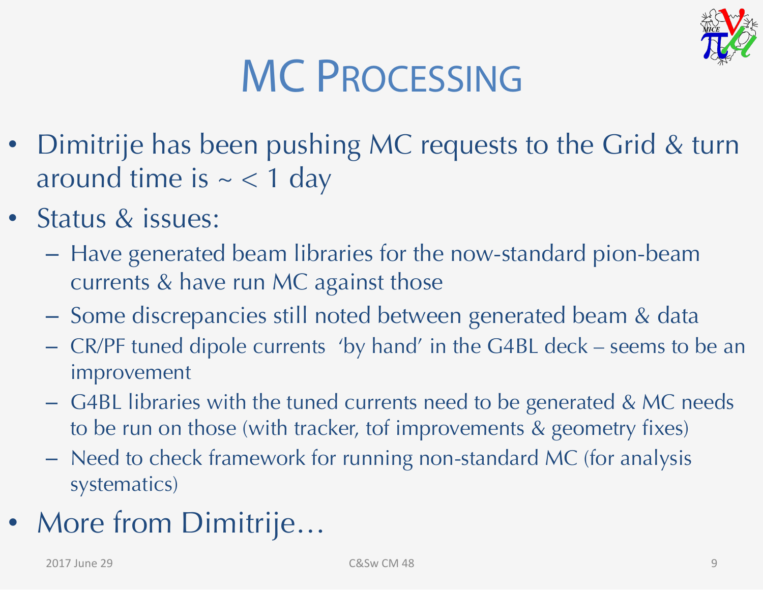# MC PROCESSING

- Dimitrije has been pushing MC requests to the Grid & turn around time is ~ < 1 day
- Status & issues:
  - Have generated beam libraries for the now-standard pion-beam currents & have run MC against those
  - Some discrepancies still noted between generated beam & data
  - CR/PF tuned dipole currents 'by hand' in the G4BL deck – seems to be an improvement
  - G4BL libraries with the tuned currents need to be generated & MC needs to be run on those (with tracker, tof improvements & geometry fixes)
  - Need to check framework for running non-standard MC (for analysis systematics)
- More from Dimitrije…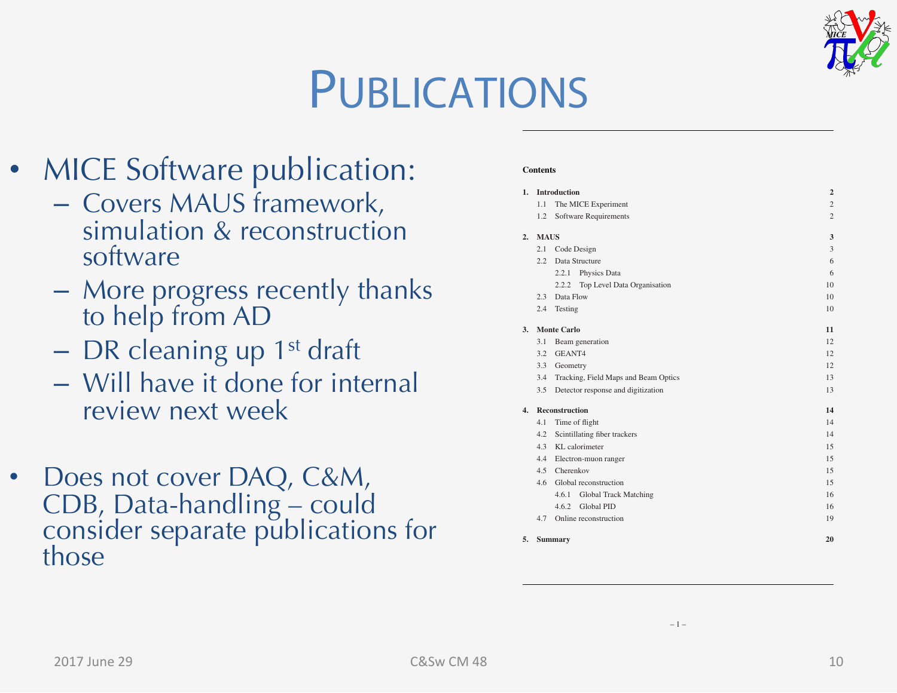# PUBLICATIONS

- MICE Software publication:
  - Covers MAUS framework, simulation & reconstruction software
  - More progress recently thanks to help from AD
  - DR cleaning up 1st draft
  - Will have it done for internal review next week

- Does not cover DAQ, C&M, CDB, Data-handling – could consider separate publications for those

**Contents**

| | | |
|---|---|---|
| **1.** | **Introduction** | **2** |
| 1.1 | The MICE Experiment | 2 |
| 1.2 | Software Requirements | 2 |
| **2.** | **MAUS** | **3** |
| 2.1 | Code Design | 3 |
| 2.2 | Data Structure | 6 |
| 2.2.1 | Physics Data | 6 |
| 2.2.2 | Top Level Data Organisation | 10 |
| 2.3 | Data Flow | 10 |
| 2.4 | Testing | 10 |
| **3.** | **Monte Carlo** | **11** |
| 3.1 | Beam generation | 12 |
| 3.2 | GEANT4 | 12 |
| 3.3 | Geometry | 12 |
| 3.4 | Tracking, Field Maps and Beam Optics | 13 |
| 3.5 | Detector response and digitization | 13 |
| **4.** | **Reconstruction** | **14** |
| 4.1 | Time of flight | 14 |
| 4.2 | Scintillating fiber trackers | 14 |
| 4.3 | KL calorimeter | 15 |
| 4.4 | Electron-muon ranger | 15 |
| 4.5 | Cherenkov | 15 |
| 4.6 | Global reconstruction | 15 |
| 4.6.1 | Global Track Matching | 16 |
| 4.6.2 | Global PID | 16 |
| 4.7 | Online reconstruction | 19 |
| **5.** | **Summary** | **20** |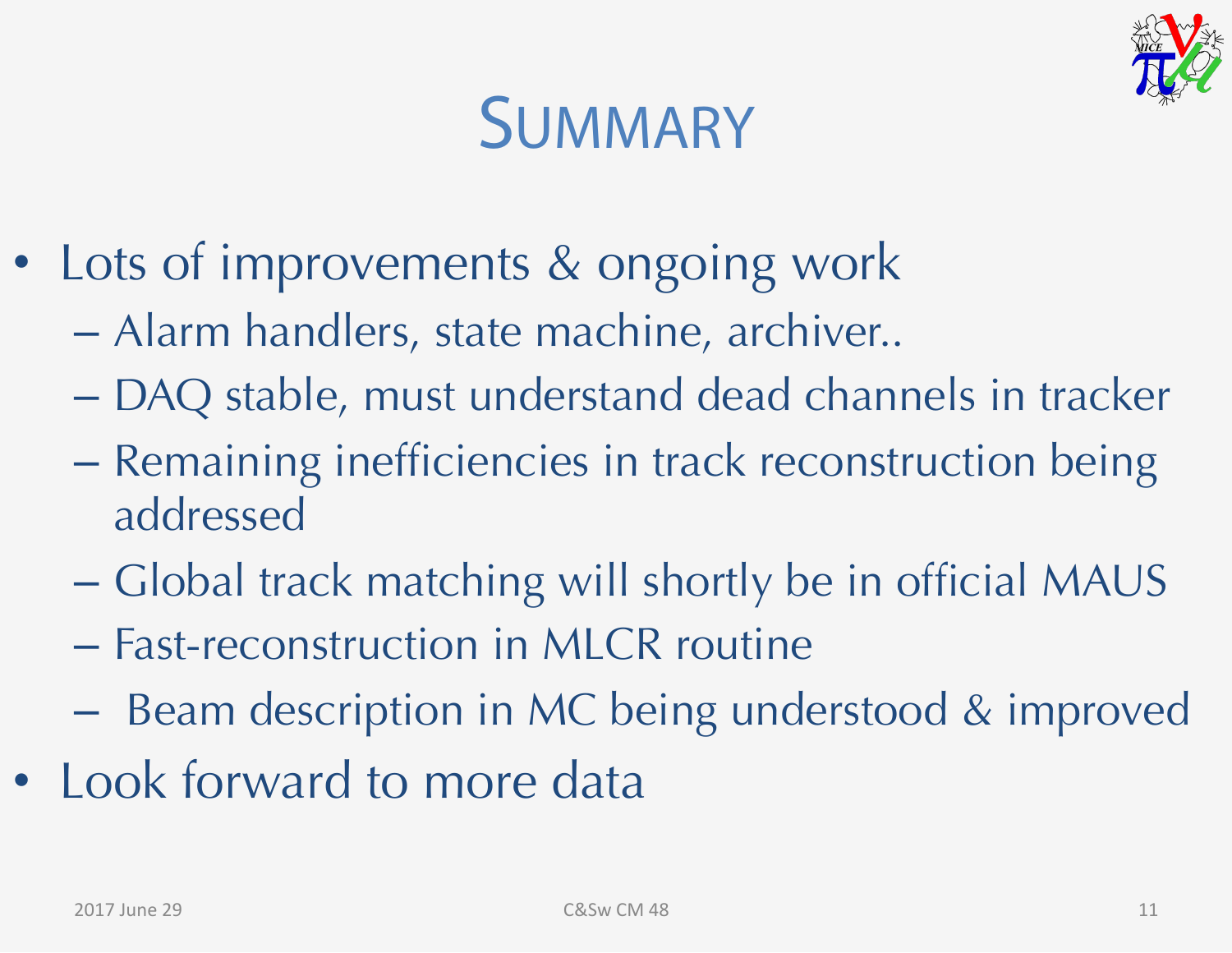# Summary

- Lots of improvements & ongoing work
  - Alarm handlers, state machine, archiver..
  - DAQ stable, must understand dead channels in tracker
  - Remaining inefficiencies in track reconstruction being addressed
  - Global track matching will shortly be in official MAUS
  - Fast-reconstruction in MLCR routine
  - Beam description in MC being understood & improved
- Look forward to more data